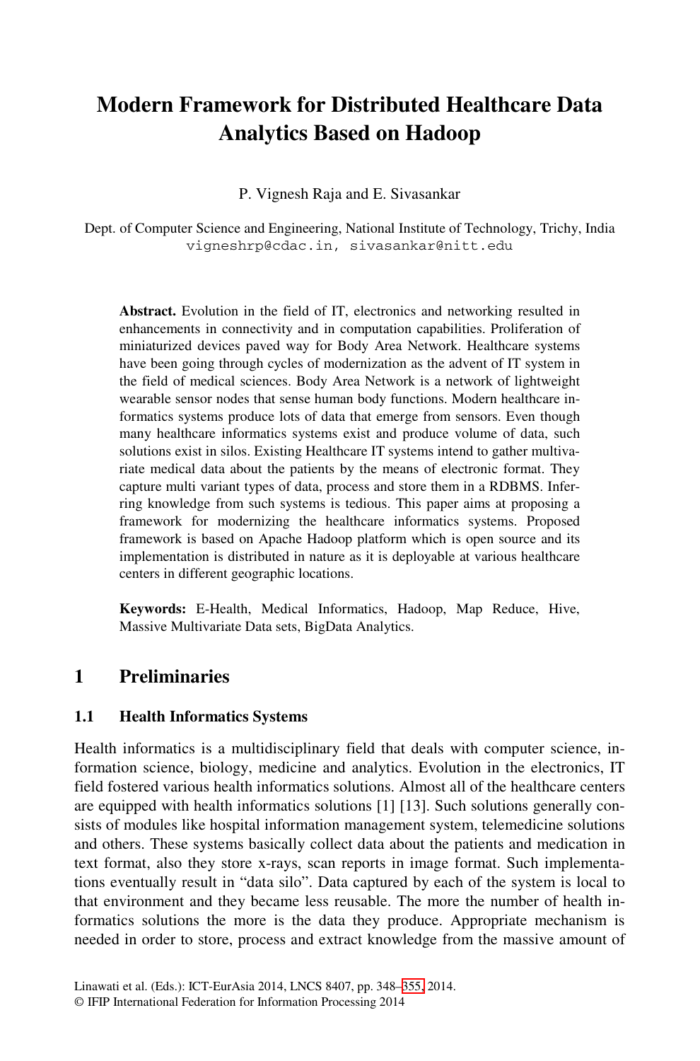# Modern Framework for Distributed Healthcare Data Analytics Based on Hadoop

P. Vignesh Raja and E. Sivasankar

Dept. of Computer Science and Engineering, National Institute of Technology, Trichy, India
vigneshrp@cdac.in, sivasankar@nitt.edu

**Abstract.** Evolution in the field of IT, electronics and networking resulted in enhancements in connectivity and in computation capabilities. Proliferation of miniaturized devices paved way for Body Area Network. Healthcare systems have been going through cycles of modernization as the advent of IT system in the field of medical sciences. Body Area Network is a network of lightweight wearable sensor nodes that sense human body functions. Modern healthcare informatics systems produce lots of data that emerge from sensors. Even though many healthcare informatics systems exist and produce volume of data, such solutions exist in silos. Existing Healthcare IT systems intend to gather multivariate medical data about the patients by the means of electronic format. They capture multi variant types of data, process and store them in a RDBMS. Inferring knowledge from such systems is tedious. This paper aims at proposing a framework for modernizing the healthcare informatics systems. Proposed framework is based on Apache Hadoop platform which is open source and its implementation is distributed in nature as it is deployable at various healthcare centers in different geographic locations.

**Keywords:** E-Health, Medical Informatics, Hadoop, Map Reduce, Hive, Massive Multivariate Data sets, BigData Analytics.

## 1 Preliminaries

### 1.1 Health Informatics Systems

Health informatics is a multidisciplinary field that deals with computer science, information science, biology, medicine and analytics. Evolution in the electronics, IT field fostered various health informatics solutions. Almost all of the healthcare centers are equipped with health informatics solutions [1] [13]. Such solutions generally consists of modules like hospital information management system, telemedicine solutions and others. These systems basically collect data about the patients and medication in text format, also they store x-rays, scan reports in image format. Such implementations eventually result in "data silo". Data captured by each of the system is local to that environment and they became less reusable. The more the number of health informatics solutions the more is the data they produce. Appropriate mechanism is needed in order to store, process and extract knowledge from the massive amount of

Linawati et al. (Eds.): ICT-EurAsia 2014, LNCS 8407, pp. 348–355, 2014.
© IFIP International Federation for Information Processing 2014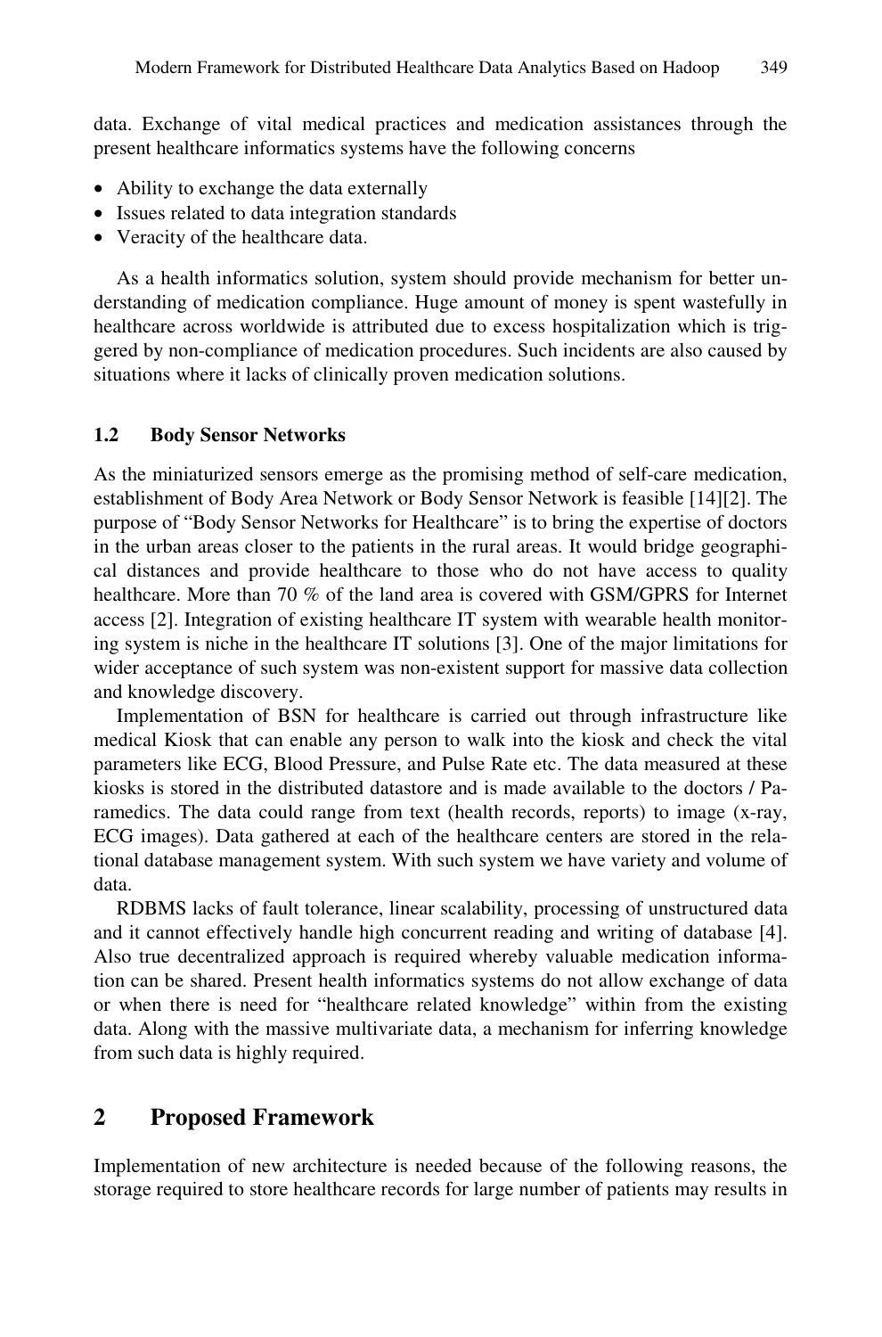data. Exchange of vital medical practices and medication assistances through the present healthcare informatics systems have the following concerns

- Ability to exchange the data externally
- Issues related to data integration standards
- Veracity of the healthcare data.

As a health informatics solution, system should provide mechanism for better understanding of medication compliance. Huge amount of money is spent wastefully in healthcare across worldwide is attributed due to excess hospitalization which is triggered by non-compliance of medication procedures. Such incidents are also caused by situations where it lacks of clinically proven medication solutions.

### 1.2 Body Sensor Networks

As the miniaturized sensors emerge as the promising method of self-care medication, establishment of Body Area Network or Body Sensor Network is feasible [14][2]. The purpose of "Body Sensor Networks for Healthcare" is to bring the expertise of doctors in the urban areas closer to the patients in the rural areas. It would bridge geographical distances and provide healthcare to those who do not have access to quality healthcare. More than 70 % of the land area is covered with GSM/GPRS for Internet access [2]. Integration of existing healthcare IT system with wearable health monitoring system is niche in the healthcare IT solutions [3]. One of the major limitations for wider acceptance of such system was non-existent support for massive data collection and knowledge discovery.

Implementation of BSN for healthcare is carried out through infrastructure like medical Kiosk that can enable any person to walk into the kiosk and check the vital parameters like ECG, Blood Pressure, and Pulse Rate etc. The data measured at these kiosks is stored in the distributed datastore and is made available to the doctors / Paramedics. The data could range from text (health records, reports) to image (x-ray, ECG images). Data gathered at each of the healthcare centers are stored in the relational database management system. With such system we have variety and volume of data.

RDBMS lacks of fault tolerance, linear scalability, processing of unstructured data and it cannot effectively handle high concurrent reading and writing of database [4]. Also true decentralized approach is required whereby valuable medication information can be shared. Present health informatics systems do not allow exchange of data or when there is need for "healthcare related knowledge" within from the existing data. Along with the massive multivariate data, a mechanism for inferring knowledge from such data is highly required.

## 2 Proposed Framework

Implementation of new architecture is needed because of the following reasons, the storage required to store healthcare records for large number of patients may results in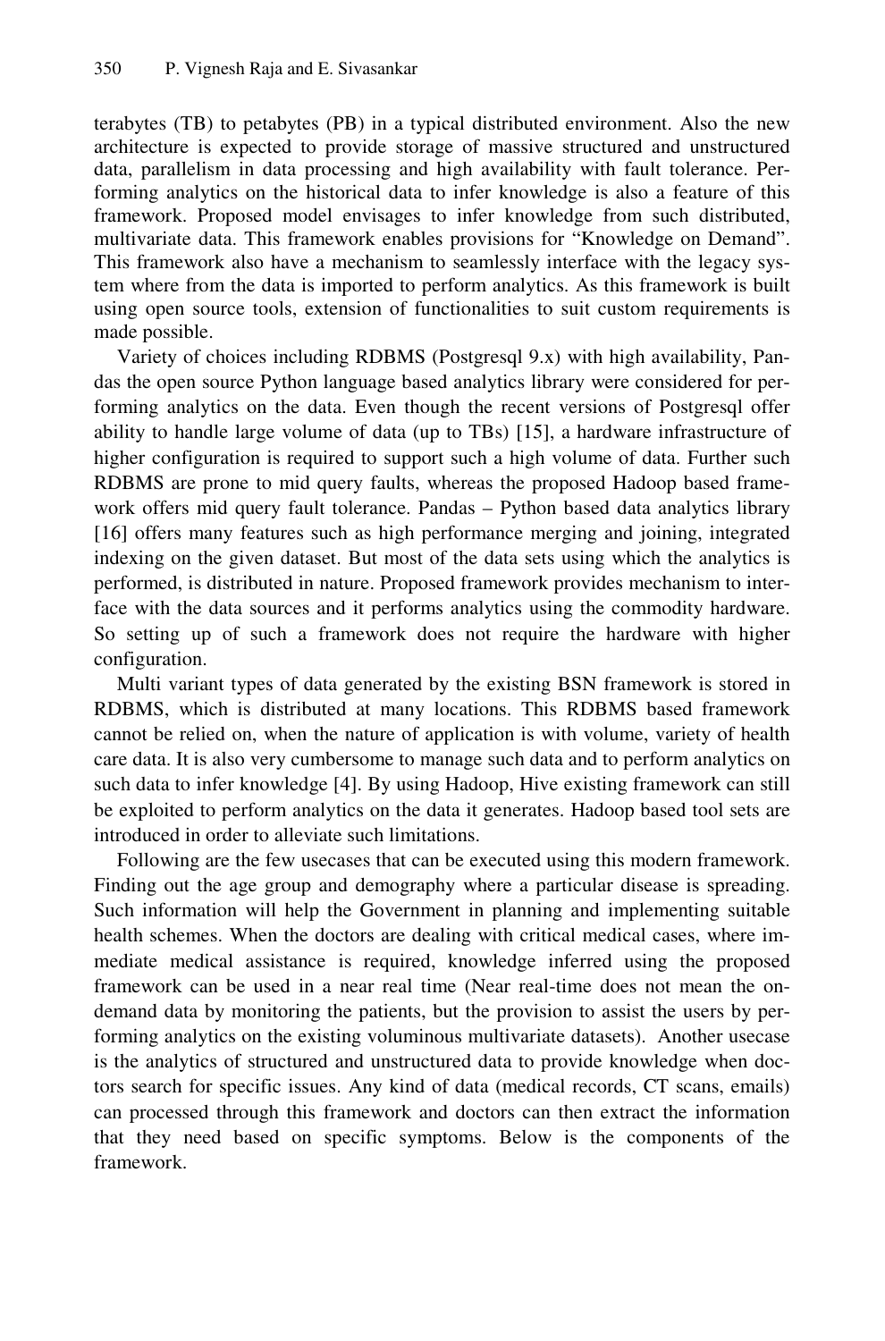terabytes (TB) to petabytes (PB) in a typical distributed environment. Also the new architecture is expected to provide storage of massive structured and unstructured data, parallelism in data processing and high availability with fault tolerance. Performing analytics on the historical data to infer knowledge is also a feature of this framework. Proposed model envisages to infer knowledge from such distributed, multivariate data. This framework enables provisions for "Knowledge on Demand". This framework also have a mechanism to seamlessly interface with the legacy system where from the data is imported to perform analytics. As this framework is built using open source tools, extension of functionalities to suit custom requirements is made possible.

Variety of choices including RDBMS (Postgresql 9.x) with high availability, Pandas the open source Python language based analytics library were considered for performing analytics on the data. Even though the recent versions of Postgresql offer ability to handle large volume of data (up to TBs) [15], a hardware infrastructure of higher configuration is required to support such a high volume of data. Further such RDBMS are prone to mid query faults, whereas the proposed Hadoop based framework offers mid query fault tolerance. Pandas – Python based data analytics library [16] offers many features such as high performance merging and joining, integrated indexing on the given dataset. But most of the data sets using which the analytics is performed, is distributed in nature. Proposed framework provides mechanism to interface with the data sources and it performs analytics using the commodity hardware. So setting up of such a framework does not require the hardware with higher configuration.

Multi variant types of data generated by the existing BSN framework is stored in RDBMS, which is distributed at many locations. This RDBMS based framework cannot be relied on, when the nature of application is with volume, variety of health care data. It is also very cumbersome to manage such data and to perform analytics on such data to infer knowledge [4]. By using Hadoop, Hive existing framework can still be exploited to perform analytics on the data it generates. Hadoop based tool sets are introduced in order to alleviate such limitations.

Following are the few usecases that can be executed using this modern framework. Finding out the age group and demography where a particular disease is spreading. Such information will help the Government in planning and implementing suitable health schemes. When the doctors are dealing with critical medical cases, where immediate medical assistance is required, knowledge inferred using the proposed framework can be used in a near real time (Near real-time does not mean the on-demand data by monitoring the patients, but the provision to assist the users by performing analytics on the existing voluminous multivariate datasets). Another usecase is the analytics of structured and unstructured data to provide knowledge when doctors search for specific issues. Any kind of data (medical records, CT scans, emails) can processed through this framework and doctors can then extract the information that they need based on specific symptoms. Below is the components of the framework.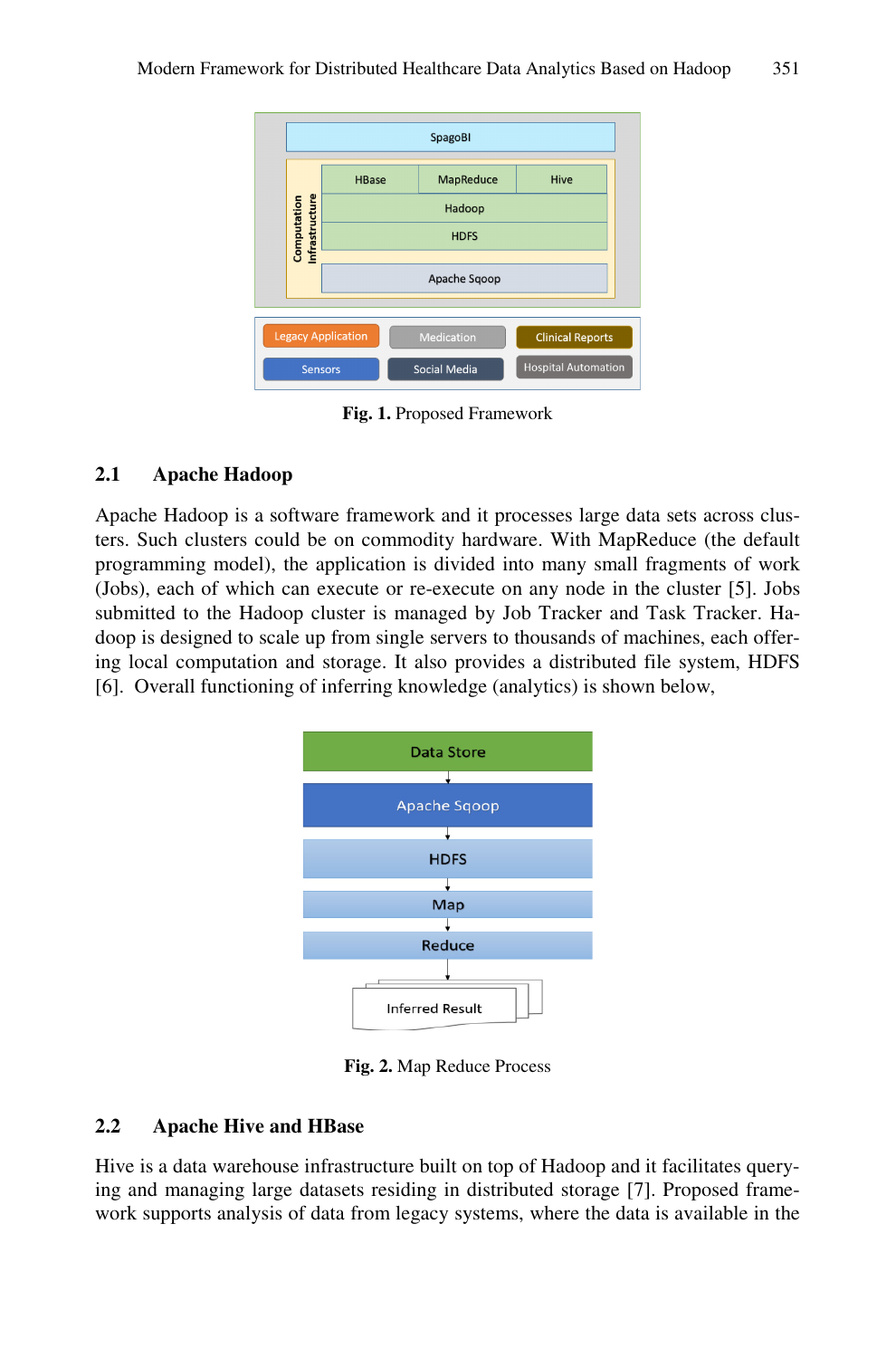Fig. 1. Proposed Framework

## 2.1 Apache Hadoop

Apache Hadoop is a software framework and it processes large data sets across clusters. Such clusters could be on commodity hardware. With MapReduce (the default programming model), the application is divided into many small fragments of work (Jobs), each of which can execute or re-execute on any node in the cluster [5]. Jobs submitted to the Hadoop cluster is managed by Job Tracker and Task Tracker. Hadoop is designed to scale up from single servers to thousands of machines, each offering local computation and storage. It also provides a distributed file system, HDFS [6]. Overall functioning of inferring knowledge (analytics) is shown below,

Fig. 2. Map Reduce Process

## 2.2 Apache Hive and HBase

Hive is a data warehouse infrastructure built on top of Hadoop and it facilitates querying and managing large datasets residing in distributed storage [7]. Proposed framework supports analysis of data from legacy systems, where the data is available in the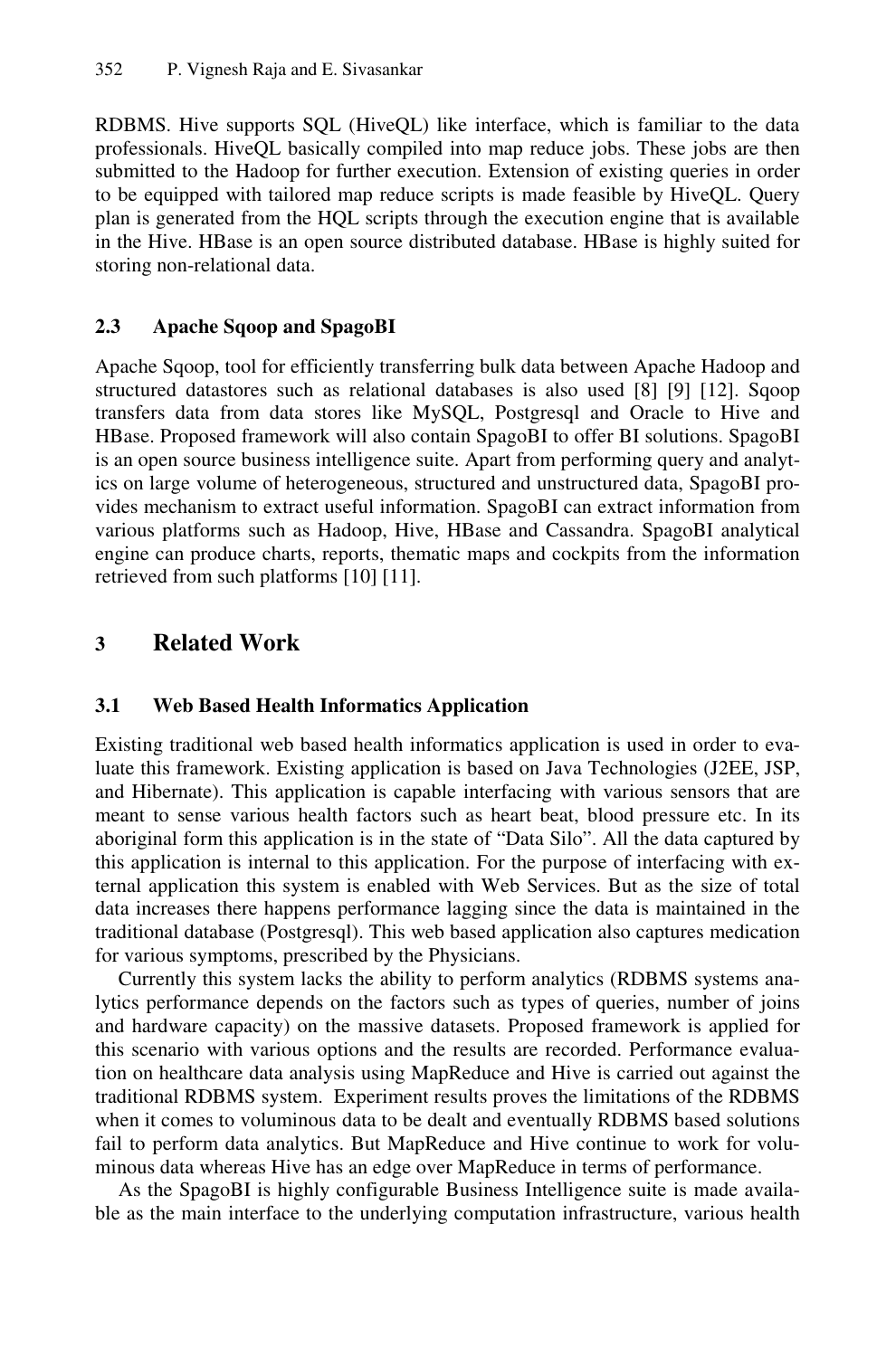RDBMS. Hive supports SQL (HiveQL) like interface, which is familiar to the data professionals. HiveQL basically compiled into map reduce jobs. These jobs are then submitted to the Hadoop for further execution. Extension of existing queries in order to be equipped with tailored map reduce scripts is made feasible by HiveQL. Query plan is generated from the HQL scripts through the execution engine that is available in the Hive. HBase is an open source distributed database. HBase is highly suited for storing non-relational data.

### 2.3 Apache Sqoop and SpagoBI

Apache Sqoop, tool for efficiently transferring bulk data between Apache Hadoop and structured datastores such as relational databases is also used [8] [9] [12]. Sqoop transfers data from data stores like MySQL, Postgresql and Oracle to Hive and HBase. Proposed framework will also contain SpagoBI to offer BI solutions. SpagoBI is an open source business intelligence suite. Apart from performing query and analytics on large volume of heterogeneous, structured and unstructured data, SpagoBI provides mechanism to extract useful information. SpagoBI can extract information from various platforms such as Hadoop, Hive, HBase and Cassandra. SpagoBI analytical engine can produce charts, reports, thematic maps and cockpits from the information retrieved from such platforms [10] [11].

## 3 Related Work

### 3.1 Web Based Health Informatics Application

Existing traditional web based health informatics application is used in order to evaluate this framework. Existing application is based on Java Technologies (J2EE, JSP, and Hibernate). This application is capable interfacing with various sensors that are meant to sense various health factors such as heart beat, blood pressure etc. In its aboriginal form this application is in the state of "Data Silo". All the data captured by this application is internal to this application. For the purpose of interfacing with external application this system is enabled with Web Services. But as the size of total data increases there happens performance lagging since the data is maintained in the traditional database (Postgresql). This web based application also captures medication for various symptoms, prescribed by the Physicians.

Currently this system lacks the ability to perform analytics (RDBMS systems analytics performance depends on the factors such as types of queries, number of joins and hardware capacity) on the massive datasets. Proposed framework is applied for this scenario with various options and the results are recorded. Performance evaluation on healthcare data analysis using MapReduce and Hive is carried out against the traditional RDBMS system. Experiment results proves the limitations of the RDBMS when it comes to voluminous data to be dealt and eventually RDBMS based solutions fail to perform data analytics. But MapReduce and Hive continue to work for voluminous data whereas Hive has an edge over MapReduce in terms of performance.

As the SpagoBI is highly configurable Business Intelligence suite is made available as the main interface to the underlying computation infrastructure, various health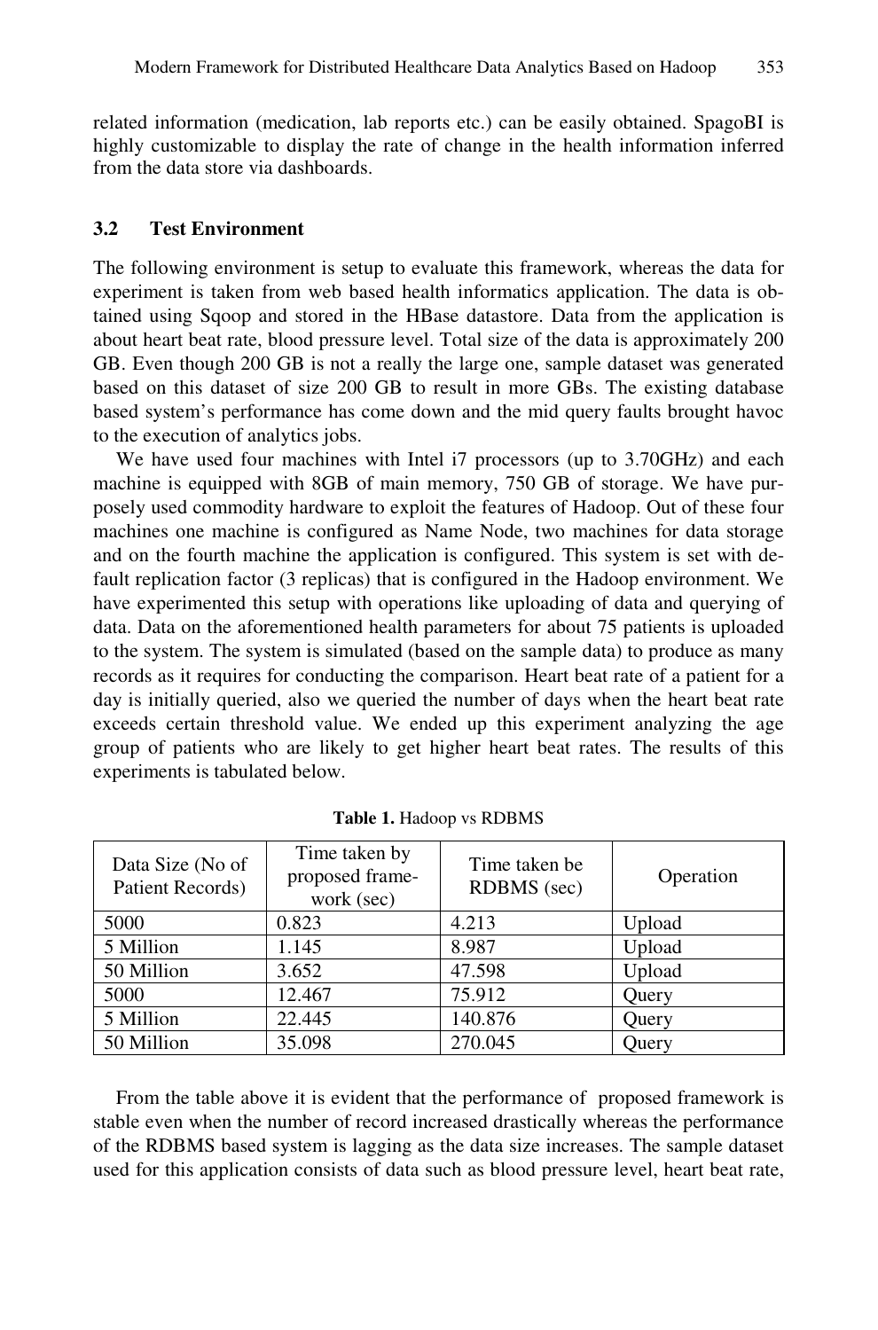related information (medication, lab reports etc.) can be easily obtained. SpagoBI is highly customizable to display the rate of change in the health information inferred from the data store via dashboards.

### 3.2 Test Environment

The following environment is setup to evaluate this framework, whereas the data for experiment is taken from web based health informatics application. The data is obtained using Sqoop and stored in the HBase datastore. Data from the application is about heart beat rate, blood pressure level. Total size of the data is approximately 200 GB. Even though 200 GB is not a really the large one, sample dataset was generated based on this dataset of size 200 GB to result in more GBs. The existing database based system's performance has come down and the mid query faults brought havoc to the execution of analytics jobs.

We have used four machines with Intel i7 processors (up to 3.70GHz) and each machine is equipped with 8GB of main memory, 750 GB of storage. We have purposely used commodity hardware to exploit the features of Hadoop. Out of these four machines one machine is configured as Name Node, two machines for data storage and on the fourth machine the application is configured. This system is set with default replication factor (3 replicas) that is configured in the Hadoop environment. We have experimented this setup with operations like uploading of data and querying of data. Data on the aforementioned health parameters for about 75 patients is uploaded to the system. The system is simulated (based on the sample data) to produce as many records as it requires for conducting the comparison. Heart beat rate of a patient for a day is initially queried, also we queried the number of days when the heart beat rate exceeds certain threshold value. We ended up this experiment analyzing the age group of patients who are likely to get higher heart beat rates. The results of this experiments is tabulated below.

**Table 1.** Hadoop vs RDBMS

| Data Size (No of Patient Records) | Time taken by proposed framework (sec) | Time taken be RDBMS (sec) | Operation |
|---|---|---|---|
| 5000 | 0.823 | 4.213 | Upload |
| 5 Million | 1.145 | 8.987 | Upload |
| 50 Million | 3.652 | 47.598 | Upload |
| 5000 | 12.467 | 75.912 | Query |
| 5 Million | 22.445 | 140.876 | Query |
| 50 Million | 35.098 | 270.045 | Query |

From the table above it is evident that the performance of proposed framework is stable even when the number of record increased drastically whereas the performance of the RDBMS based system is lagging as the data size increases. The sample dataset used for this application consists of data such as blood pressure level, heart beat rate,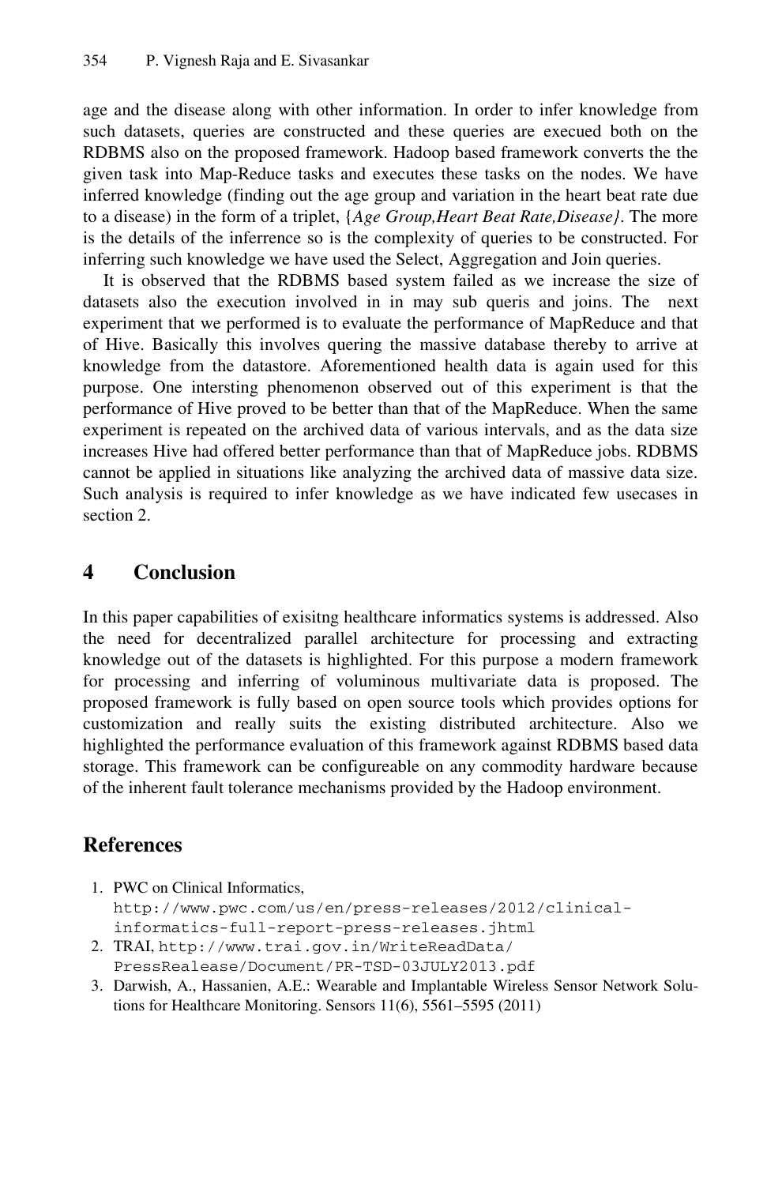age and the disease along with other information. In order to infer knowledge from such datasets, queries are constructed and these queries are execued both on the RDBMS also on the proposed framework. Hadoop based framework converts the the given task into Map-Reduce tasks and executes these tasks on the nodes. We have inferred knowledge (finding out the age group and variation in the heart beat rate due to a disease) in the form of a triplet, {*Age Group,Heart Beat Rate,Disease}*. The more is the details of the inferrence so is the complexity of queries to be constructed. For inferring such knowledge we have used the Select, Aggregation and Join queries.

It is observed that the RDBMS based system failed as we increase the size of datasets also the execution involved in in may sub queris and joins. The next experiment that we performed is to evaluate the performance of MapReduce and that of Hive. Basically this involves quering the massive database thereby to arrive at knowledge from the datastore. Aforementioned health data is again used for this purpose. One intersting phenomenon observed out of this experiment is that the performance of Hive proved to be better than that of the MapReduce. When the same experiment is repeated on the archived data of various intervals, and as the data size increases Hive had offered better performance than that of MapReduce jobs. RDBMS cannot be applied in situations like analyzing the archived data of massive data size. Such analysis is required to infer knowledge as we have indicated few usecases in section 2.

## 4 Conclusion

In this paper capabilities of exisitng healthcare informatics systems is addressed. Also the need for decentralized parallel architecture for processing and extracting knowledge out of the datasets is highlighted. For this purpose a modern framework for processing and inferring of voluminous multivariate data is proposed. The proposed framework is fully based on open source tools which provides options for customization and really suits the existing distributed architecture. Also we highlighted the performance evaluation of this framework against RDBMS based data storage. This framework can be configureable on any commodity hardware because of the inherent fault tolerance mechanisms provided by the Hadoop environment.

## References

1. PWC on Clinical Informatics, http://www.pwc.com/us/en/press-releases/2012/clinical-informatics-full-report-press-releases.jhtml
2. TRAI, http://www.trai.gov.in/WriteReadData/PressRealease/Document/PR-TSD-03JULY2013.pdf
3. Darwish, A., Hassanien, A.E.: Wearable and Implantable Wireless Sensor Network Solutions for Healthcare Monitoring. Sensors 11(6), 5561–5595 (2011)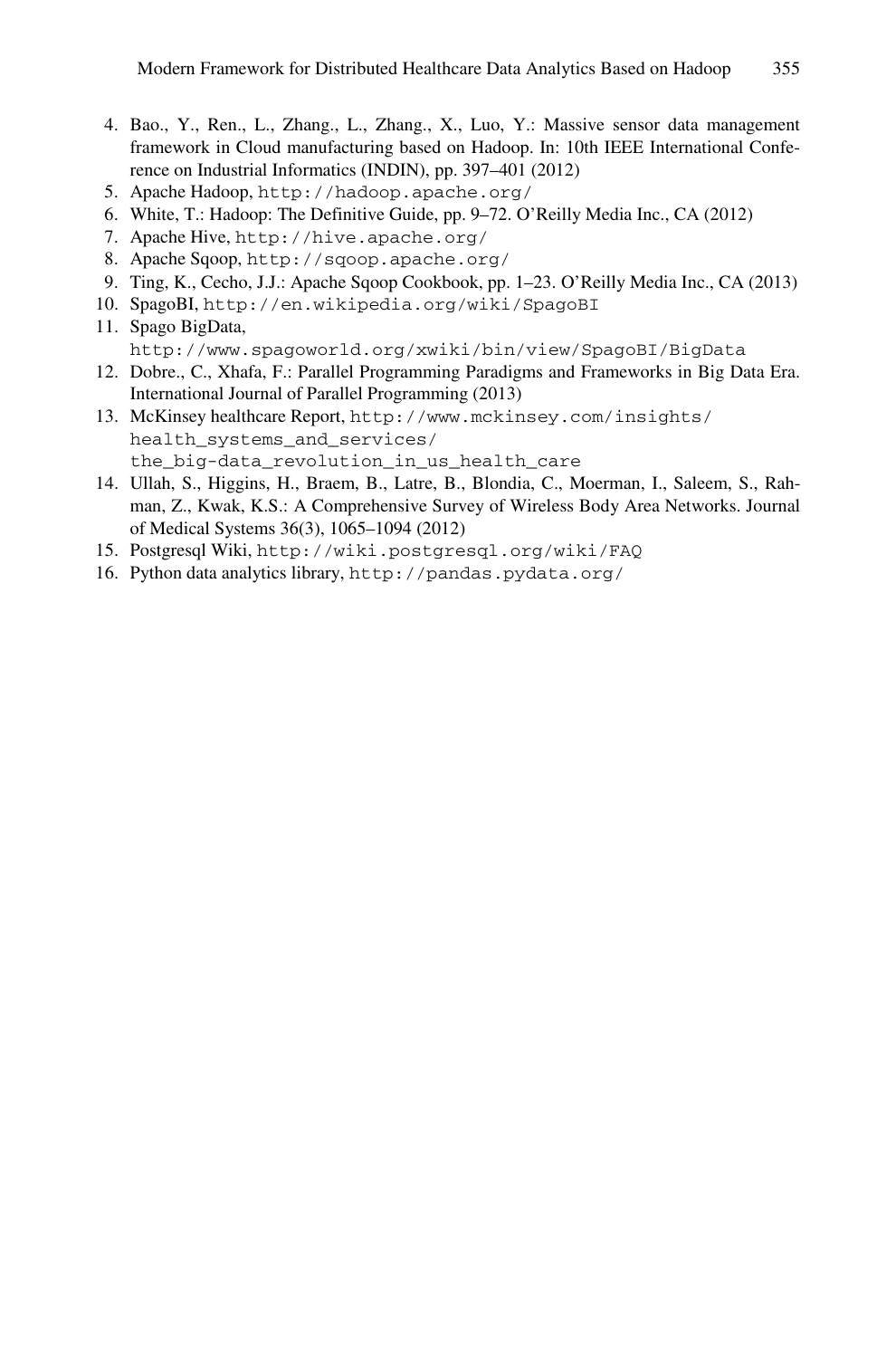4. Bao., Y., Ren., L., Zhang., L., Zhang., X., Luo, Y.: Massive sensor data management framework in Cloud manufacturing based on Hadoop. In: 10th IEEE International Conference on Industrial Informatics (INDIN), pp. 397–401 (2012)
5. Apache Hadoop, http://hadoop.apache.org/
6. White, T.: Hadoop: The Definitive Guide, pp. 9–72. O'Reilly Media Inc., CA (2012)
7. Apache Hive, http://hive.apache.org/
8. Apache Sqoop, http://sqoop.apache.org/
9. Ting, K., Cecho, J.J.: Apache Sqoop Cookbook, pp. 1–23. O'Reilly Media Inc., CA (2013)
10. SpagoBI, http://en.wikipedia.org/wiki/SpagoBI
11. Spago BigData, http://www.spagoworld.org/xwiki/bin/view/SpagoBI/BigData
12. Dobre., C., Xhafa, F.: Parallel Programming Paradigms and Frameworks in Big Data Era. International Journal of Parallel Programming (2013)
13. McKinsey healthcare Report, http://www.mckinsey.com/insights/health_systems_and_services/the_big-data_revolution_in_us_health_care
14. Ullah, S., Higgins, H., Braem, B., Latre, B., Blondia, C., Moerman, I., Saleem, S., Rahman, Z., Kwak, K.S.: A Comprehensive Survey of Wireless Body Area Networks. Journal of Medical Systems 36(3), 1065–1094 (2012)
15. Postgresql Wiki, http://wiki.postgresql.org/wiki/FAQ
16. Python data analytics library, http://pandas.pydata.org/